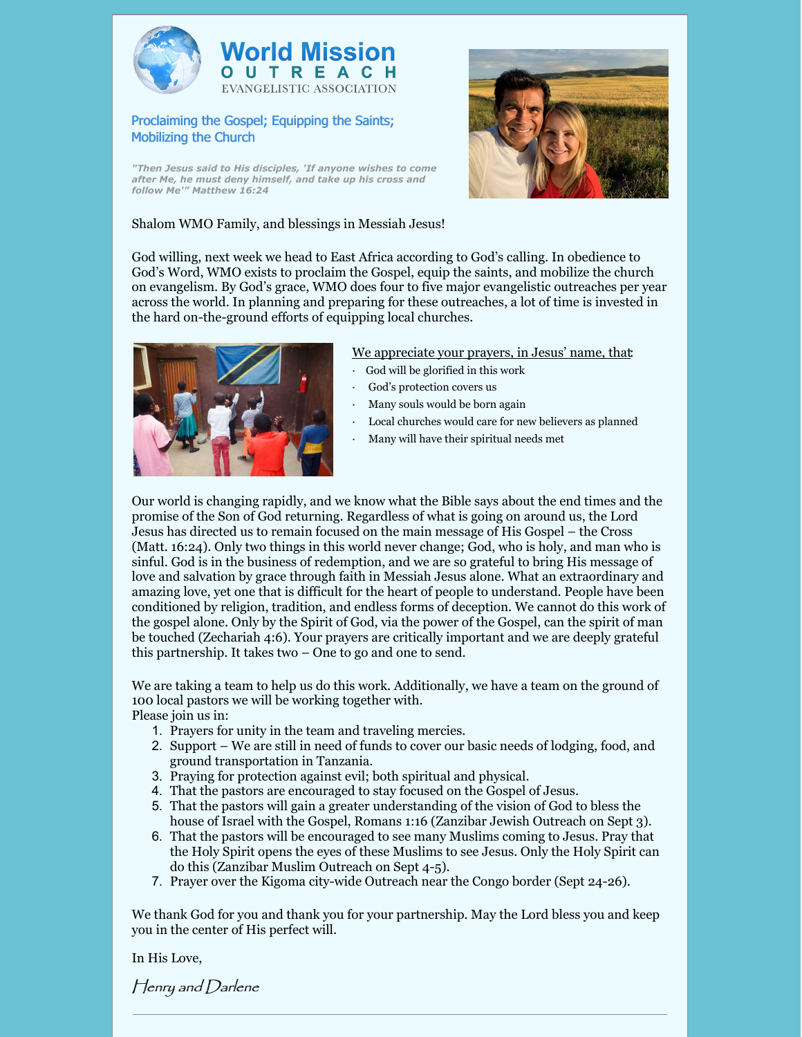# World Mission OUTREACH

EVANGELISTIC ASSOCIATION

## Proclaiming the Gospel; Equipping the Saints; Mobilizing the Church

*"Then Jesus said to His disciples, 'If anyone wishes to come after Me, he must deny himself, and take up his cross and follow Me'" Matthew 16:24*

Shalom WMO Family, and blessings in Messiah Jesus!

God willing, next week we head to East Africa according to God's calling. In obedience to God's Word, WMO exists to proclaim the Gospel, equip the saints, and mobilize the church on evangelism. By God's grace, WMO does four to five major evangelistic outreaches per year across the world. In planning and preparing for these outreaches, a lot of time is invested in the hard on-the-ground efforts of equipping local churches.

We appreciate your prayers, in Jesus' name, that:

- God will be glorified in this work
- God's protection covers us
- Many souls would be born again
- Local churches would care for new believers as planned
- Many will have their spiritual needs met

Our world is changing rapidly, and we know what the Bible says about the end times and the promise of the Son of God returning. Regardless of what is going on around us, the Lord Jesus has directed us to remain focused on the main message of His Gospel – the Cross (Matt. 16:24). Only two things in this world never change; God, who is holy, and man who is sinful. God is in the business of redemption, and we are so grateful to bring His message of love and salvation by grace through faith in Messiah Jesus alone. What an extraordinary and amazing love, yet one that is difficult for the heart of people to understand. People have been conditioned by religion, tradition, and endless forms of deception. We cannot do this work of the gospel alone. Only by the Spirit of God, via the power of the Gospel, can the spirit of man be touched (Zechariah 4:6). Your prayers are critically important and we are deeply grateful this partnership. It takes two – One to go and one to send.

We are taking a team to help us do this work. Additionally, we have a team on the ground of 100 local pastors we will be working together with.
Please join us in:

1. Prayers for unity in the team and traveling mercies.
2. Support – We are still in need of funds to cover our basic needs of lodging, food, and ground transportation in Tanzania.
3. Praying for protection against evil; both spiritual and physical.
4. That the pastors are encouraged to stay focused on the Gospel of Jesus.
5. That the pastors will gain a greater understanding of the vision of God to bless the house of Israel with the Gospel, Romans 1:16 (Zanzibar Jewish Outreach on Sept 3).
6. That the pastors will be encouraged to see many Muslims coming to Jesus. Pray that the Holy Spirit opens the eyes of these Muslims to see Jesus. Only the Holy Spirit can do this (Zanzibar Muslim Outreach on Sept 4-5).
7. Prayer over the Kigoma city-wide Outreach near the Congo border (Sept 24-26).

We thank God for you and thank you for your partnership. May the Lord bless you and keep you in the center of His perfect will.

In His Love,

*Henry and Darlene*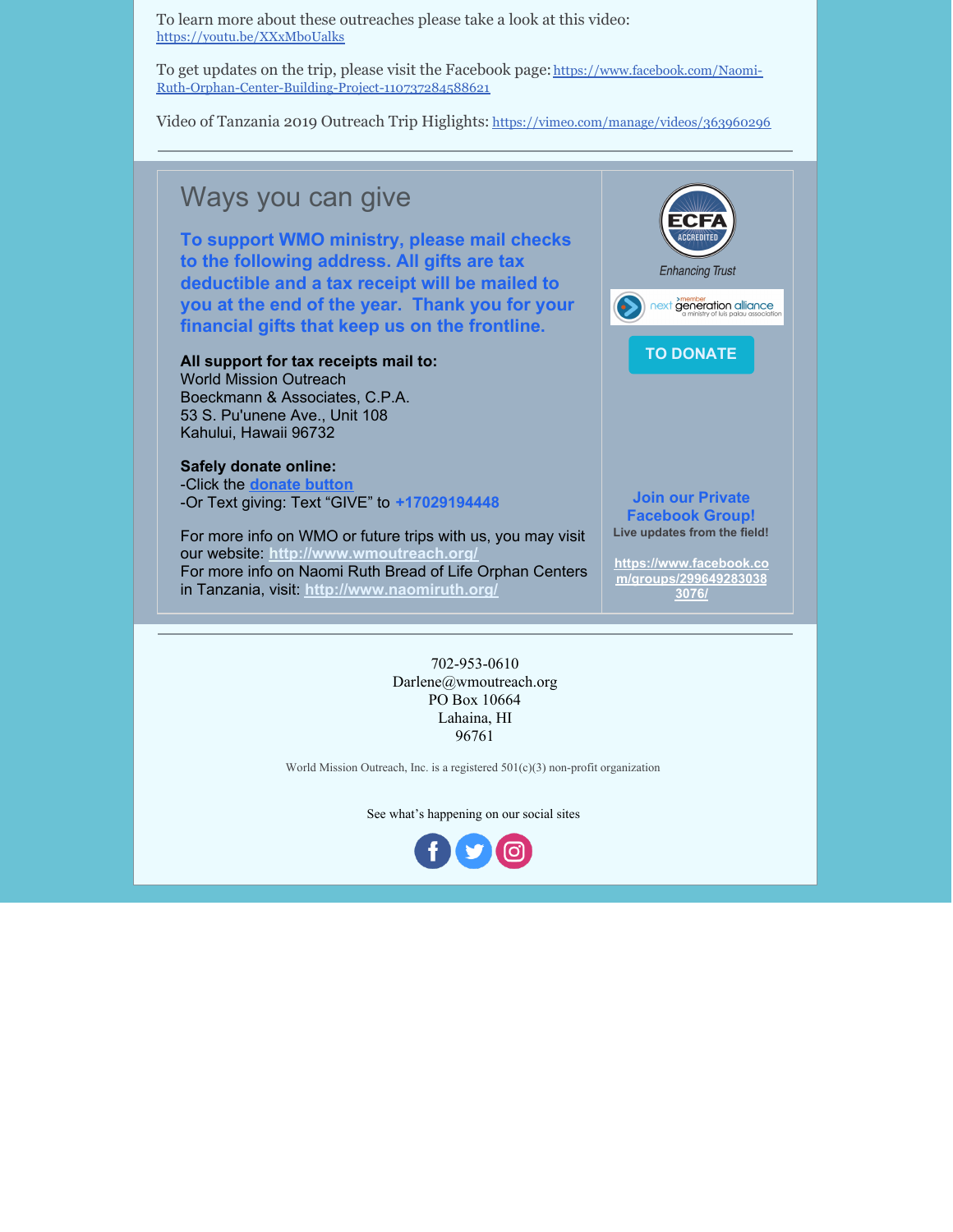To learn more about these outreaches please take a look at this video: https://youtu.be/XXxMboUalks

To get updates on the trip, please visit the Facebook page: https://www.facebook.com/Naomi-Ruth-Orphan-Center-Building-Project-110737284588621

Video of Tanzania 2019 Outreach Trip Higlights: https://vimeo.com/manage/videos/363960296

## Ways you can give

**To support WMO ministry, please mail checks to the following address. All gifts are tax deductible and a tax receipt will be mailed to you at the end of the year. Thank you for your financial gifts that keep us on the frontline.**

**All support for tax receipts mail to:**
World Mission Outreach
Boeckmann & Associates, C.P.A.
53 S. Pu'unene Ave., Unit 108
Kahului, Hawaii 96732

**Safely donate online:**
-Click the **donate button**
-Or Text giving: Text "GIVE" to **+17029194448**

For more info on WMO or future trips with us, you may visit our website: **http://www.wmoutreach.org/**
For more info on Naomi Ruth Bread of Life Orphan Centers in Tanzania, visit: **http://www.naomiruth.org/**

ECFA ACCREDITED
*Enhancing Trust*

member next generation alliance – a ministry of luis palau association

**TO DONATE**

**Join our Private Facebook Group!**
**Live updates from the field!**

**https://www.facebook.com/groups/2996492830383076/**

702-953-0610
Darlene@wmoutreach.org
PO Box 10664
Lahaina, HI
96761

World Mission Outreach, Inc. is a registered 501(c)(3) non-profit organization

See what's happening on our social sites